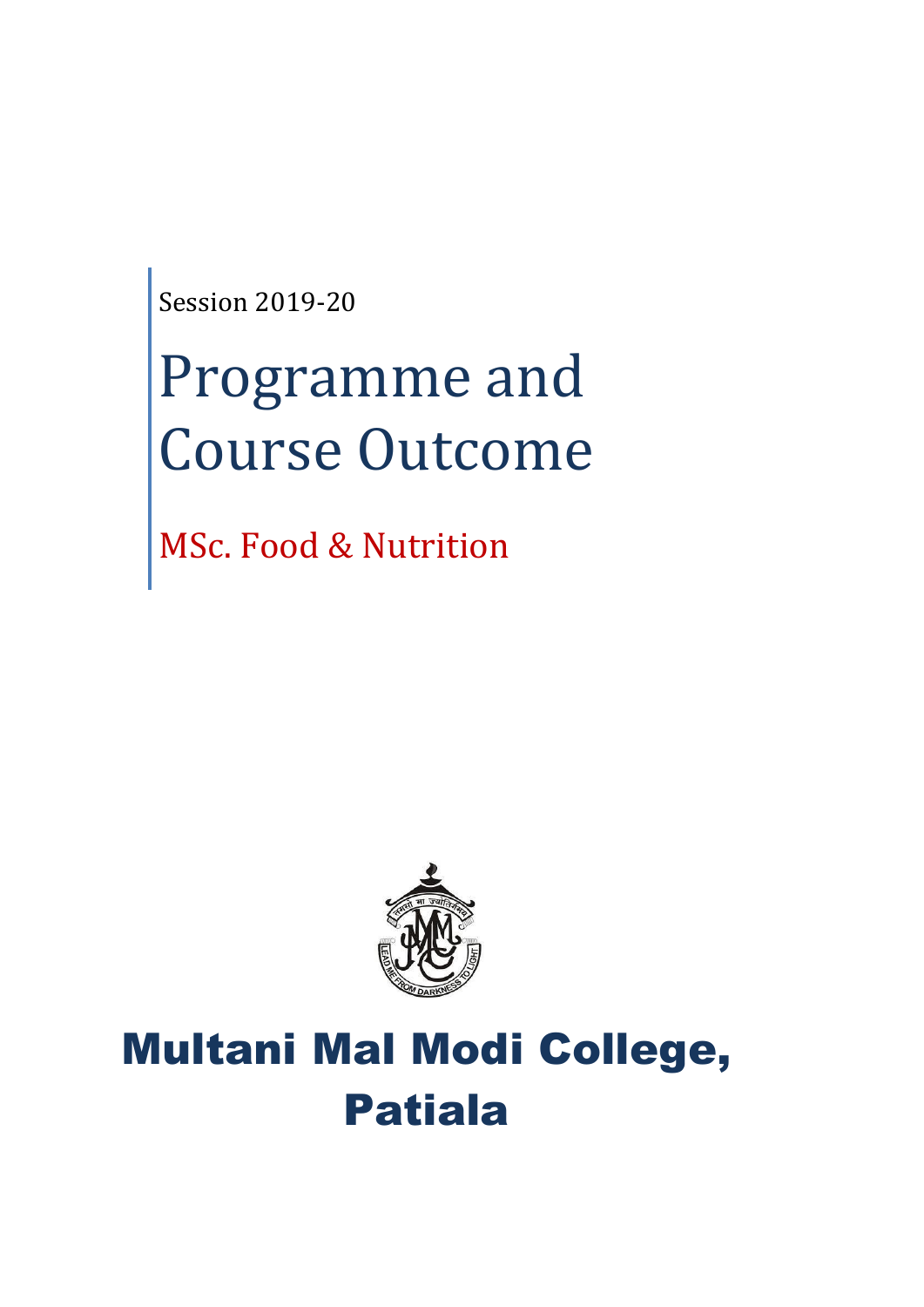Session 2019-20

# Programme and Course Outcome

## MSc. Food & Nutrition

# Multani Mal Modi College, Patiala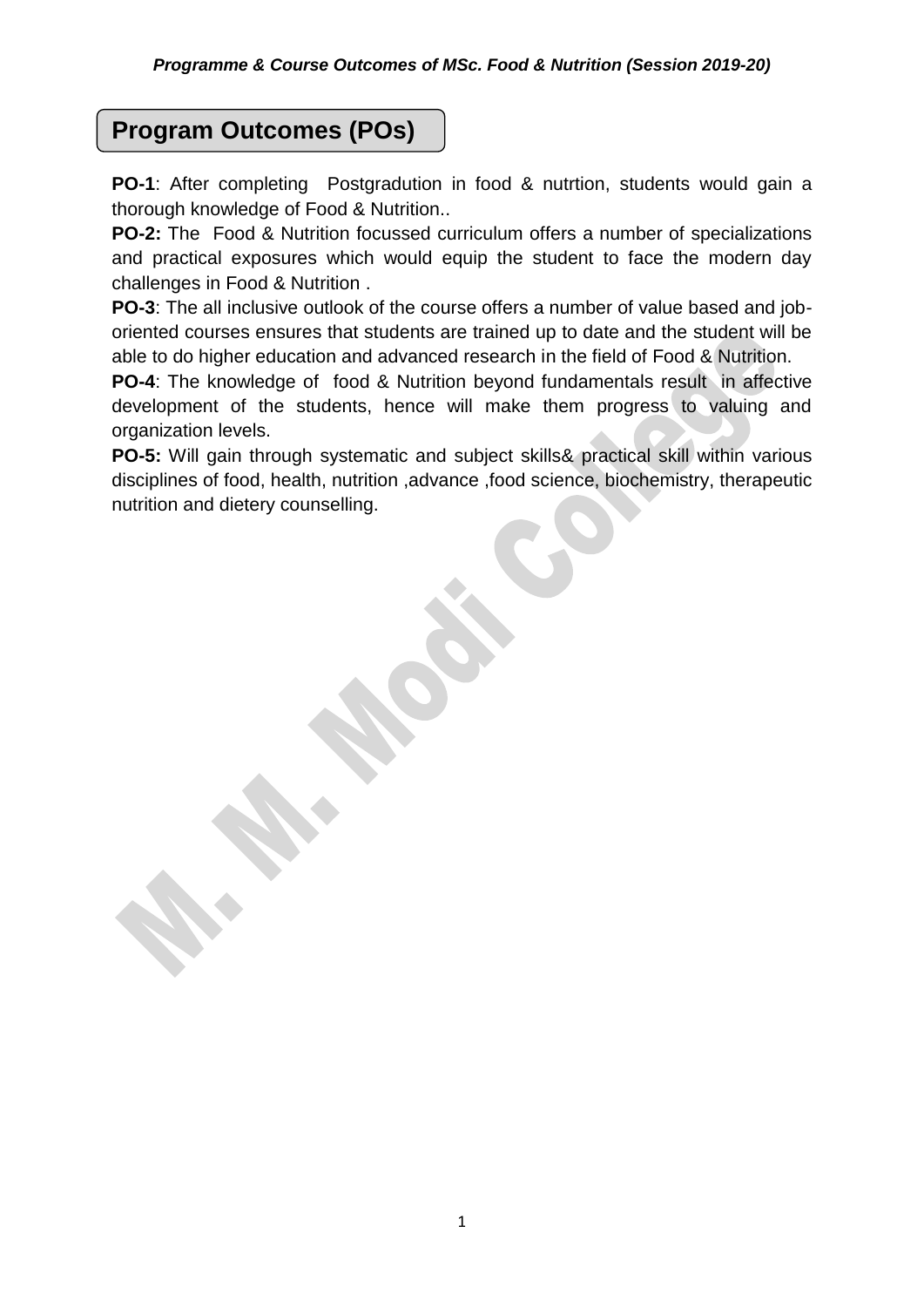## Program Outcomes (POs)

**PO-1**: After completing Postgradution in food & nutrtion, students would gain a thorough knowledge of Food & Nutrition..

**PO-2:** The Food & Nutrition focussed curriculum offers a number of specializations and practical exposures which would equip the student to face the modern day challenges in Food & Nutrition .

**PO-3**: The all inclusive outlook of the course offers a number of value based and job-oriented courses ensures that students are trained up to date and the student will be able to do higher education and advanced research in the field of Food & Nutrition.

**PO-4**: The knowledge of food & Nutrition beyond fundamentals result in affective development of the students, hence will make them progress to valuing and organization levels.

**PO-5:** Will gain through systematic and subject skills& practical skill within various disciplines of food, health, nutrition ,advance ,food science, biochemistry, therapeutic nutrition and dietery counselling.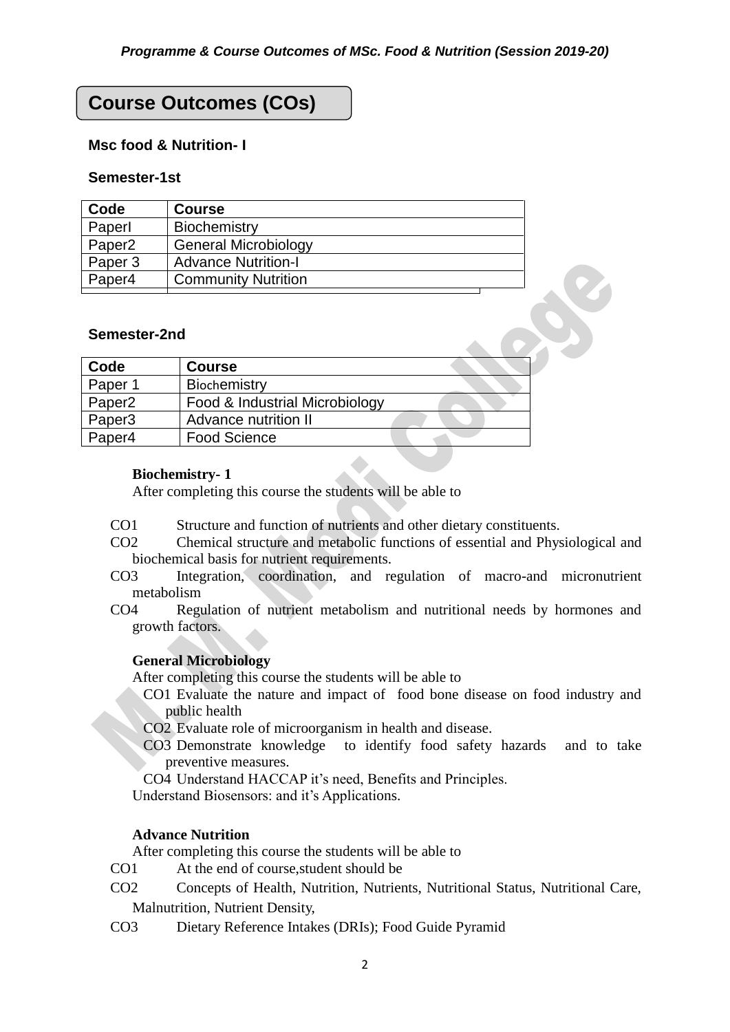## Course Outcomes (COs)

**Msc food & Nutrition- I**

**Semester-1st**

| Code | Course |
|---|---|
| PaperI | Biochemistry |
| Paper2 | General Microbiology |
| Paper 3 | Advance Nutrition-I |
| Paper4 | Community Nutrition |

**Semester-2nd**

| Code | Course |
|---|---|
| Paper 1 | Biochemistry |
| Paper2 | Food & Industrial Microbiology |
| Paper3 | Advance nutrition II |
| Paper4 | Food Science |

**Biochemistry- 1**

After completing this course the students will be able to

CO1 Structure and function of nutrients and other dietary constituents.

CO2 Chemical structure and metabolic functions of essential and Physiological and biochemical basis for nutrient requirements.

CO3 Integration, coordination, and regulation of macro-and micronutrient metabolism

CO4 Regulation of nutrient metabolism and nutritional needs by hormones and growth factors.

**General Microbiology**

After completing this course the students will be able to

CO1 Evaluate the nature and impact of food bone disease on food industry and public health

CO2 Evaluate role of microorganism in health and disease.

CO3 Demonstrate knowledge to identify food safety hazards and to take preventive measures.

CO4 Understand HACCAP it's need, Benefits and Principles.

Understand Biosensors: and it's Applications.

**Advance Nutrition**

After completing this course the students will be able to

CO1 At the end of course,student should be

CO2 Concepts of Health, Nutrition, Nutrients, Nutritional Status, Nutritional Care, Malnutrition, Nutrient Density,

CO3 Dietary Reference Intakes (DRIs); Food Guide Pyramid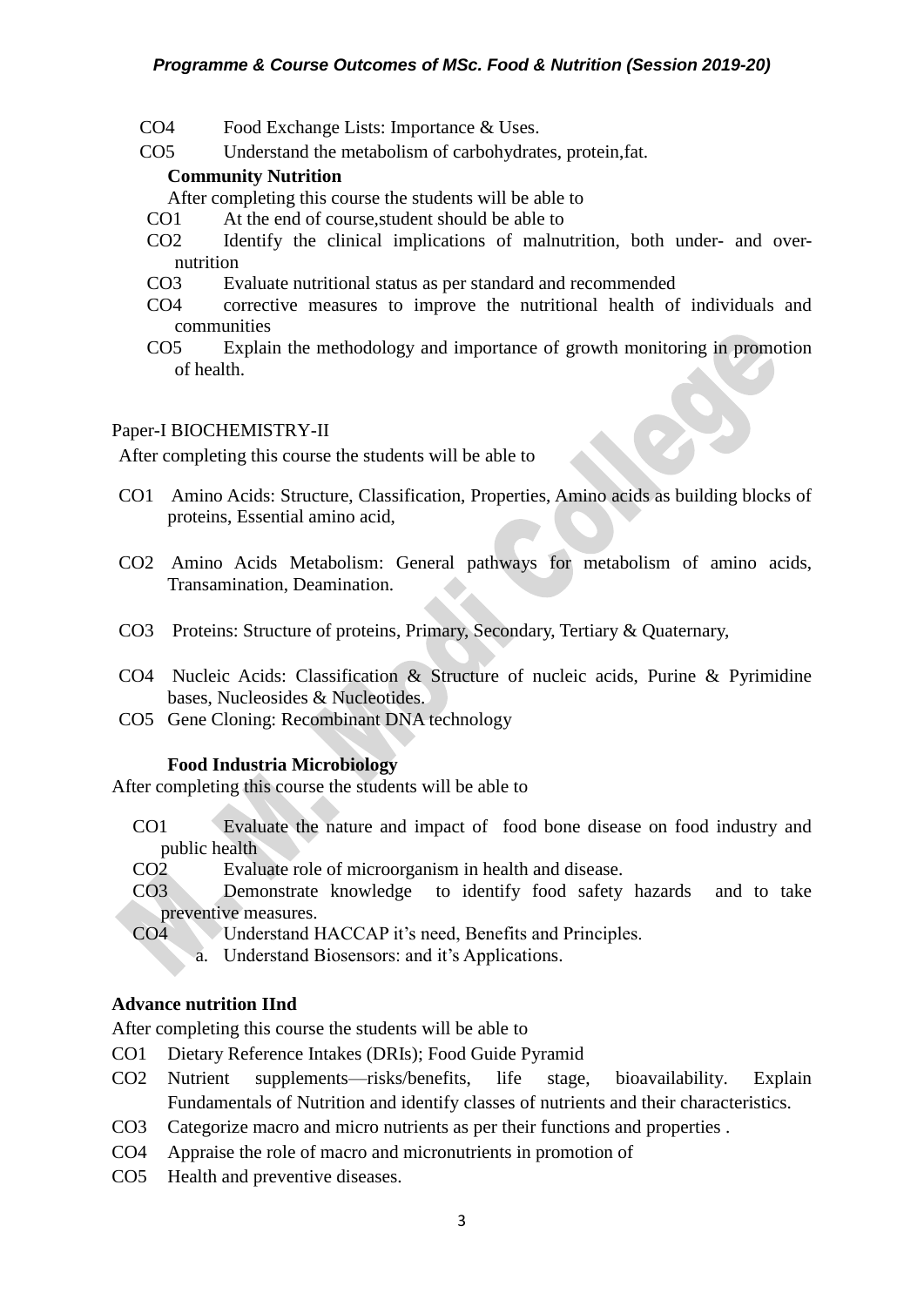CO4 Food Exchange Lists: Importance & Uses.

CO5 Understand the metabolism of carbohydrates, protein,fat.

**Community Nutrition**

After completing this course the students will be able to

CO1 At the end of course,student should be able to

CO2 Identify the clinical implications of malnutrition, both under- and over-nutrition

CO3 Evaluate nutritional status as per standard and recommended

CO4 corrective measures to improve the nutritional health of individuals and communities

CO5 Explain the methodology and importance of growth monitoring in promotion of health.

Paper-I BIOCHEMISTRY-II

After completing this course the students will be able to

CO1 Amino Acids: Structure, Classification, Properties, Amino acids as building blocks of proteins, Essential amino acid,

CO2 Amino Acids Metabolism: General pathways for metabolism of amino acids, Transamination, Deamination.

CO3 Proteins: Structure of proteins, Primary, Secondary, Tertiary & Quaternary,

CO4 Nucleic Acids: Classification & Structure of nucleic acids, Purine & Pyrimidine bases, Nucleosides & Nucleotides.

CO5 Gene Cloning: Recombinant DNA technology

**Food Industria Microbiology**

After completing this course the students will be able to

CO1 Evaluate the nature and impact of food bone disease on food industry and public health

CO2 Evaluate role of microorganism in health and disease.

CO3 Demonstrate knowledge to identify food safety hazards and to take preventive measures.

CO4 Understand HACCAP it's need, Benefits and Principles.

a. Understand Biosensors: and it's Applications.

**Advance nutrition IInd**

After completing this course the students will be able to

CO1 Dietary Reference Intakes (DRIs); Food Guide Pyramid

CO2 Nutrient supplements—risks/benefits, life stage, bioavailability. Explain Fundamentals of Nutrition and identify classes of nutrients and their characteristics.

CO3 Categorize macro and micro nutrients as per their functions and properties .

CO4 Appraise the role of macro and micronutrients in promotion of

CO5 Health and preventive diseases.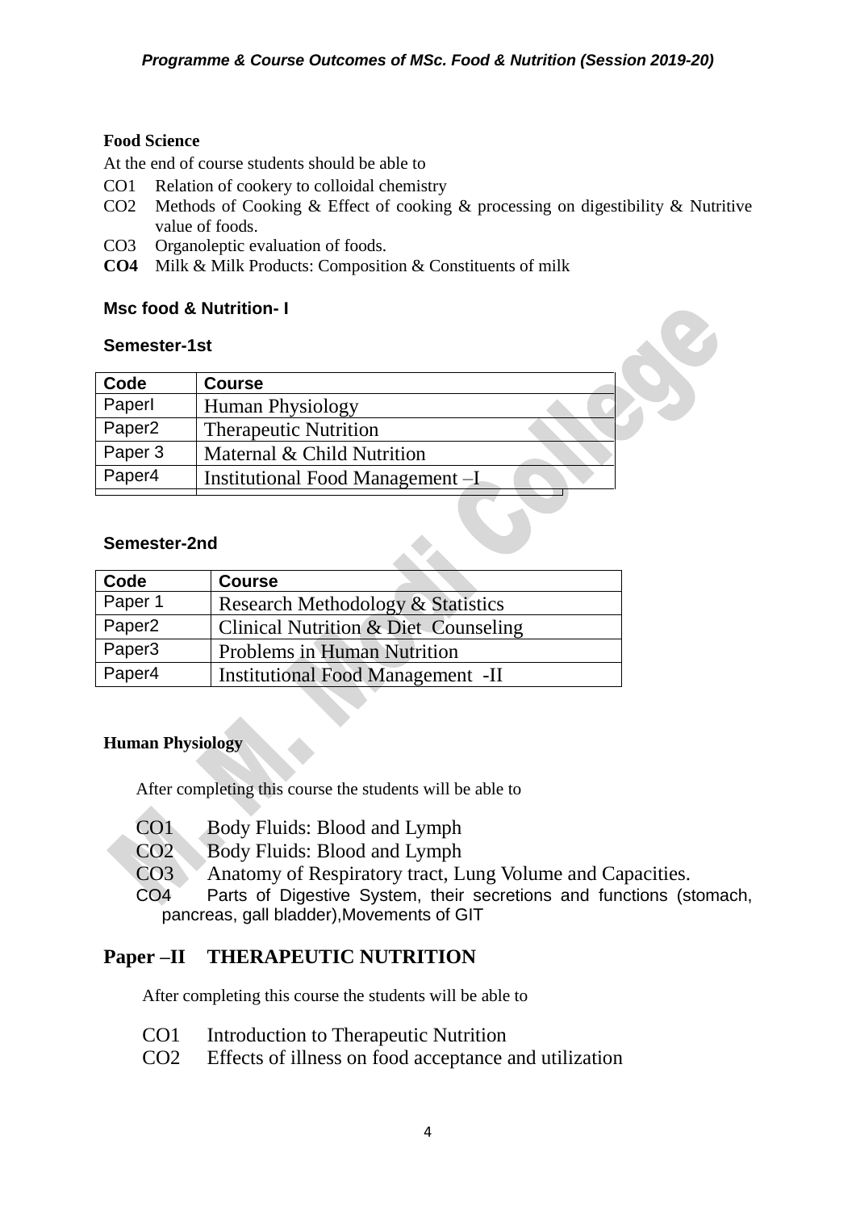**Food Science**

At the end of course students should be able to

- CO1 Relation of cookery to colloidal chemistry
- CO2 Methods of Cooking & Effect of cooking & processing on digestibility & Nutritive value of foods.
- CO3 Organoleptic evaluation of foods.
- **CO4** Milk & Milk Products: Composition & Constituents of milk

### Msc food & Nutrition- I

### Semester-1st

| Code | Course |
|---|---|
| PaperI | Human Physiology |
| Paper2 | Therapeutic Nutrition |
| Paper 3 | Maternal & Child Nutrition |
| Paper4 | Institutional Food Management –I |

### Semester-2nd

| Code | Course |
|---|---|
| Paper 1 | Research Methodology & Statistics |
| Paper2 | Clinical Nutrition & Diet Counseling |
| Paper3 | Problems in Human Nutrition |
| Paper4 | Institutional Food Management -II |

**Human Physiology**

After completing this course the students will be able to

- CO1 Body Fluids: Blood and Lymph
- CO2 Body Fluids: Blood and Lymph
- CO3 Anatomy of Respiratory tract, Lung Volume and Capacities.
- CO4 Parts of Digestive System, their secretions and functions (stomach, pancreas, gall bladder),Movements of GIT

## Paper –II THERAPEUTIC NUTRITION

After completing this course the students will be able to

- CO1 Introduction to Therapeutic Nutrition
- CO2 Effects of illness on food acceptance and utilization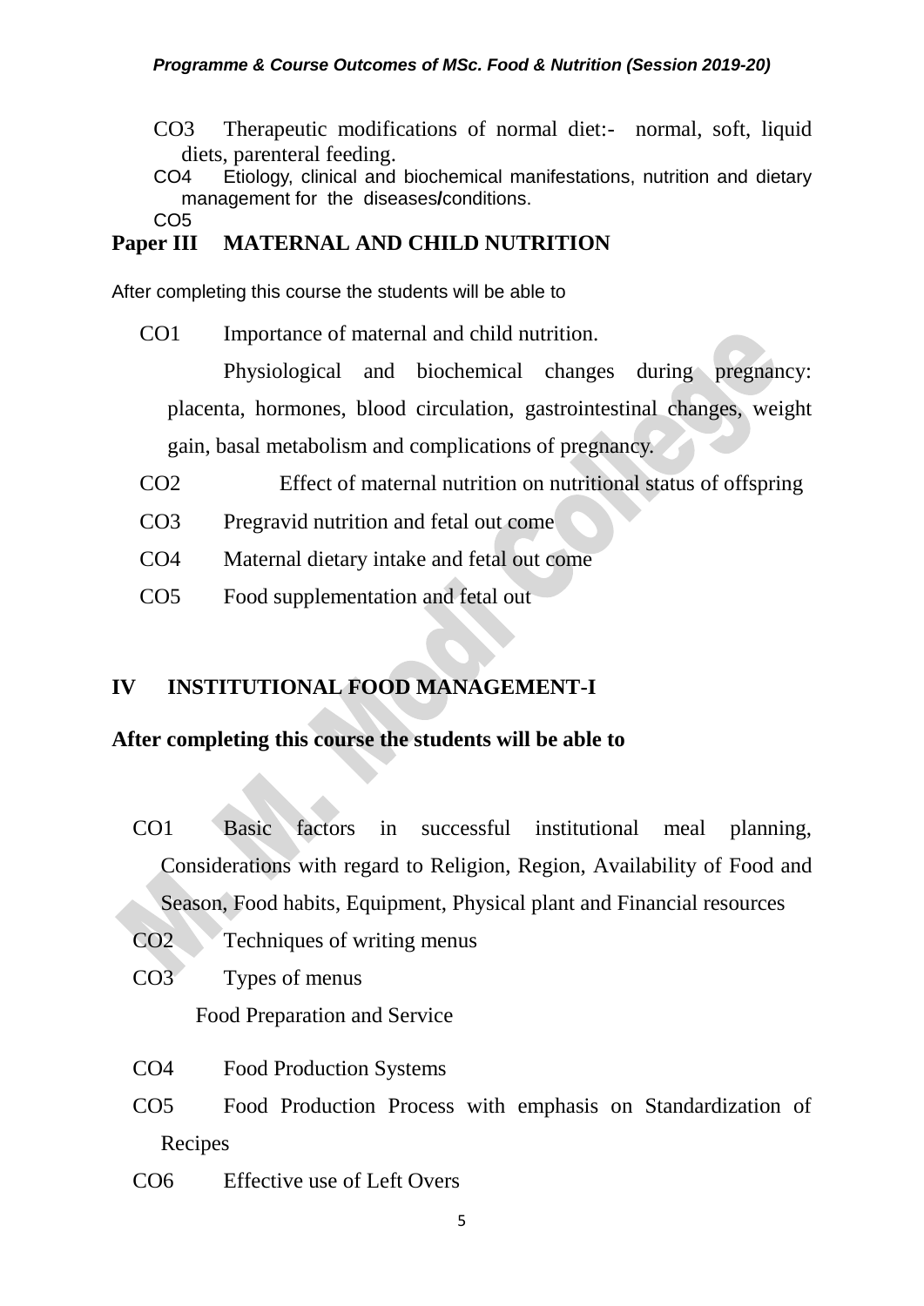CO3 Therapeutic modifications of normal diet:- normal, soft, liquid diets, parenteral feeding.

CO4 Etiology, clinical and biochemical manifestations, nutrition and dietary management for the diseases/conditions.

CO5

## Paper III MATERNAL AND CHILD NUTRITION

After completing this course the students will be able to

CO1 Importance of maternal and child nutrition.

Physiological and biochemical changes during pregnancy: placenta, hormones, blood circulation, gastrointestinal changes, weight gain, basal metabolism and complications of pregnancy.

CO2 Effect of maternal nutrition on nutritional status of offspring

CO3 Pregravid nutrition and fetal out come

CO4 Maternal dietary intake and fetal out come

CO5 Food supplementation and fetal out

## IV INSTITUTIONAL FOOD MANAGEMENT-I

**After completing this course the students will be able to**

CO1 Basic factors in successful institutional meal planning, Considerations with regard to Religion, Region, Availability of Food and Season, Food habits, Equipment, Physical plant and Financial resources

CO2 Techniques of writing menus

CO3 Types of menus

Food Preparation and Service

CO4 Food Production Systems

CO5 Food Production Process with emphasis on Standardization of Recipes

CO6 Effective use of Left Overs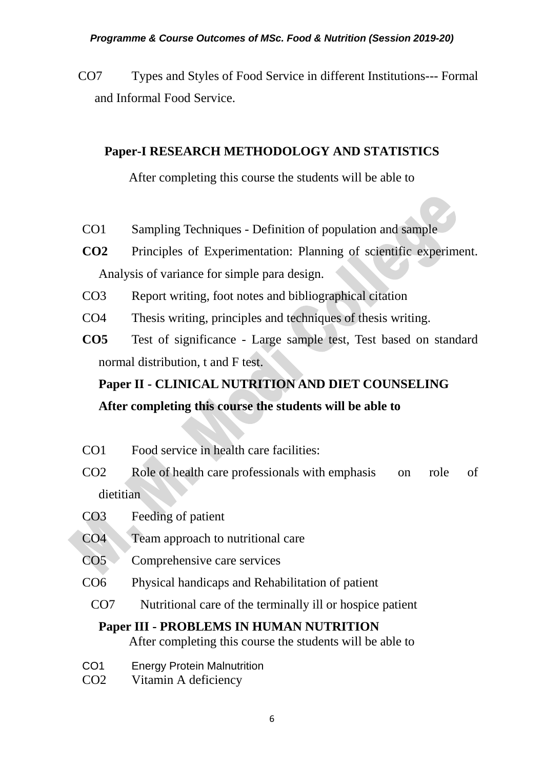CO7 Types and Styles of Food Service in different Institutions--- Formal and Informal Food Service.

## Paper-I RESEARCH METHODOLOGY AND STATISTICS

After completing this course the students will be able to

CO1 Sampling Techniques - Definition of population and sample

**CO2** Principles of Experimentation: Planning of scientific experiment. Analysis of variance for simple para design.

CO3 Report writing, foot notes and bibliographical citation

CO4 Thesis writing, principles and techniques of thesis writing.

**CO5** Test of significance - Large sample test, Test based on standard normal distribution, t and F test.

## Paper II - CLINICAL NUTRITION AND DIET COUNSELING

**After completing this course the students will be able to**

CO1 Food service in health care facilities:

CO2 Role of health care professionals with emphasis on role of dietitian

CO3 Feeding of patient

CO4 Team approach to nutritional care

CO5 Comprehensive care services

CO6 Physical handicaps and Rehabilitation of patient

CO7 Nutritional care of the terminally ill or hospice patient

## Paper III - PROBLEMS IN HUMAN NUTRITION

After completing this course the students will be able to

CO1 Energy Protein Malnutrition

CO2 Vitamin A deficiency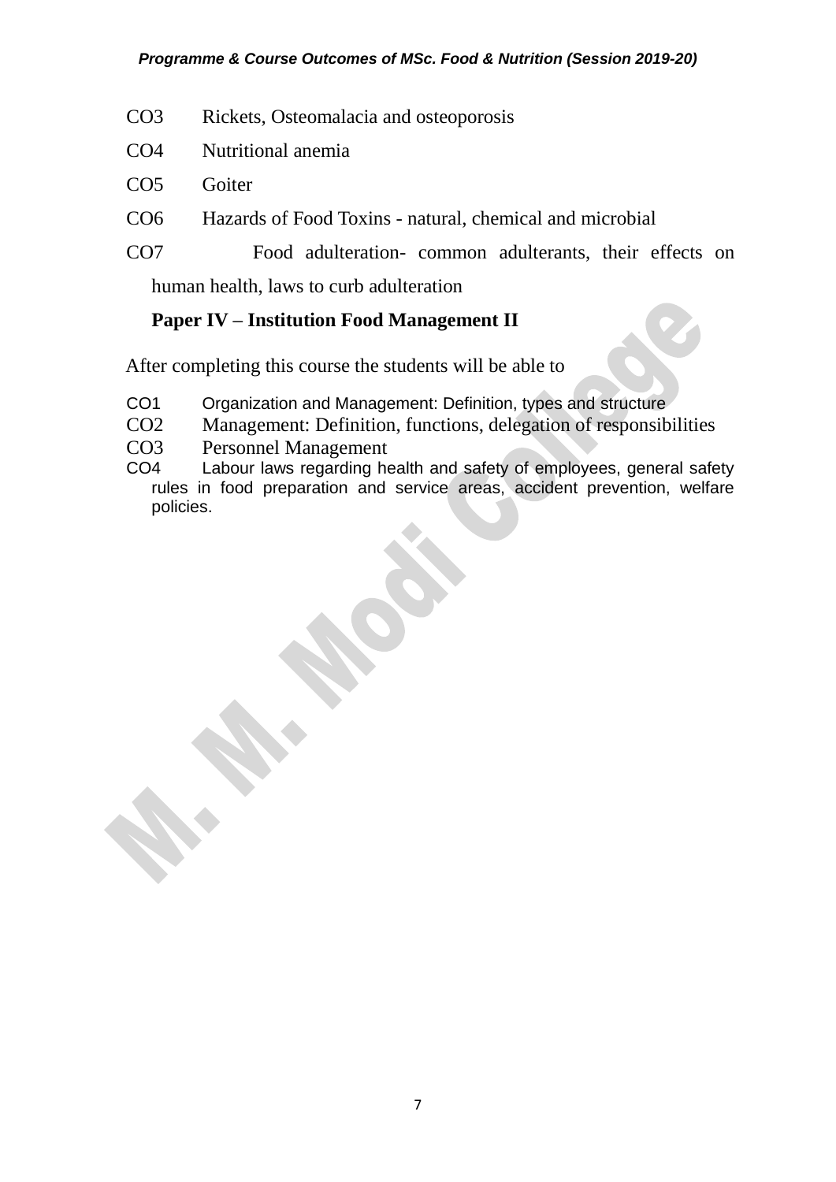CO3 Rickets, Osteomalacia and osteoporosis

CO4 Nutritional anemia

CO5 Goiter

CO6 Hazards of Food Toxins - natural, chemical and microbial

CO7 Food adulteration- common adulterants, their effects on human health, laws to curb adulteration

**Paper IV – Institution Food Management II**

After completing this course the students will be able to

CO1 Organization and Management: Definition, types and structure

CO2 Management: Definition, functions, delegation of responsibilities

CO3 Personnel Management

CO4 Labour laws regarding health and safety of employees, general safety rules in food preparation and service areas, accident prevention, welfare policies.